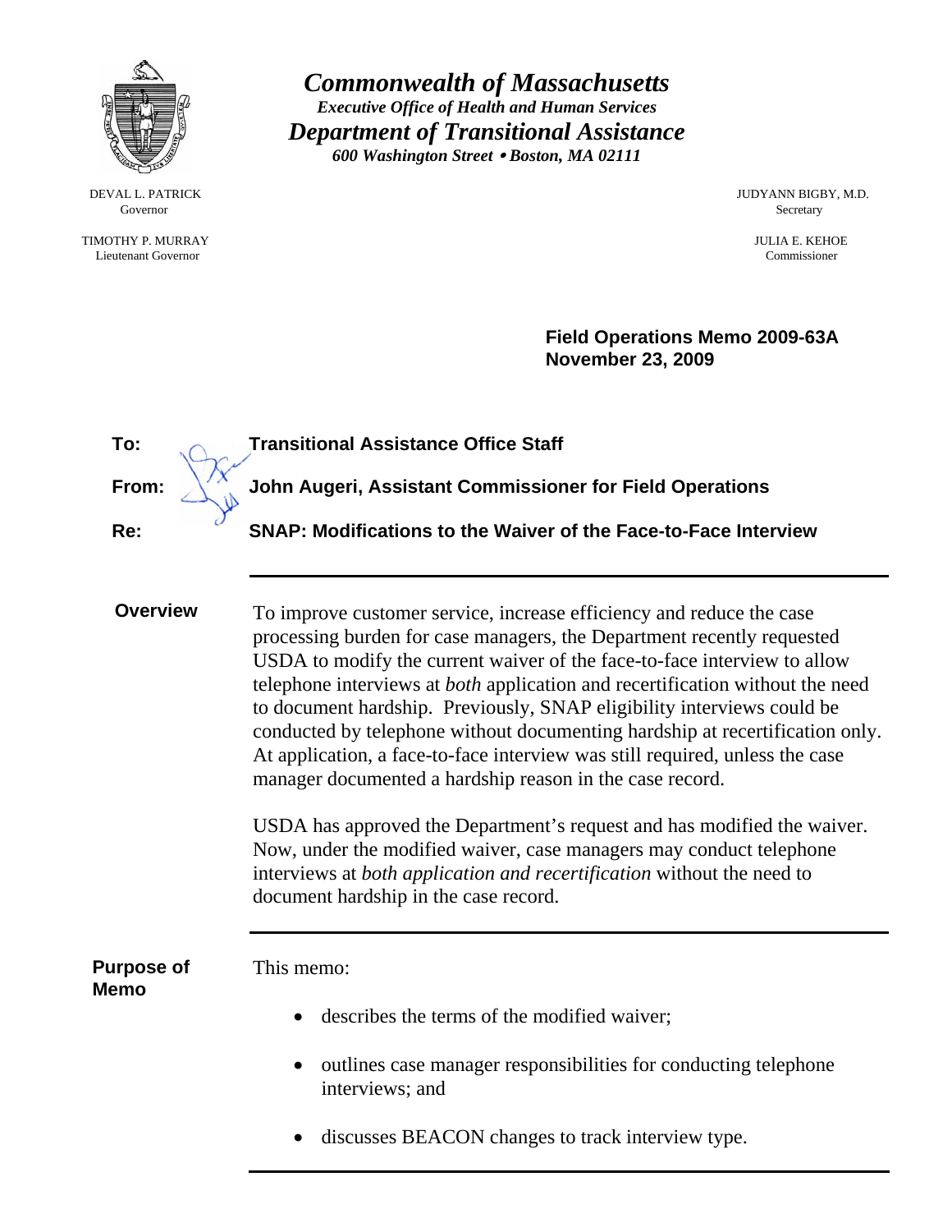# *Commonwealth of Massachusetts*

***Executive Office of Health and Human Services***

## *Department of Transitional Assistance*

***600 Washington Street • Boston, MA 02111***

DEVAL L. PATRICK
Governor

TIMOTHY P. MURRAY
Lieutenant Governor

JUDYANN BIGBY, M.D.
Secretary

JULIA E. KEHOE
Commissioner

**Field Operations Memo 2009-63A**
**November 23, 2009**

**To:** **Transitional Assistance Office Staff**

**From:** **John Augeri, Assistant Commissioner for Field Operations**

**Re:** **SNAP: Modifications to the Waiver of the Face-to-Face Interview**

---

## Overview

To improve customer service, increase efficiency and reduce the case processing burden for case managers, the Department recently requested USDA to modify the current waiver of the face-to-face interview to allow telephone interviews at *both* application and recertification without the need to document hardship. Previously, SNAP eligibility interviews could be conducted by telephone without documenting hardship at recertification only. At application, a face-to-face interview was still required, unless the case manager documented a hardship reason in the case record.

USDA has approved the Department's request and has modified the waiver. Now, under the modified waiver, case managers may conduct telephone interviews at *both application and recertification* without the need to document hardship in the case record.

---

## Purpose of Memo

This memo:

- describes the terms of the modified waiver;
- outlines case manager responsibilities for conducting telephone interviews; and
- discusses BEACON changes to track interview type.

---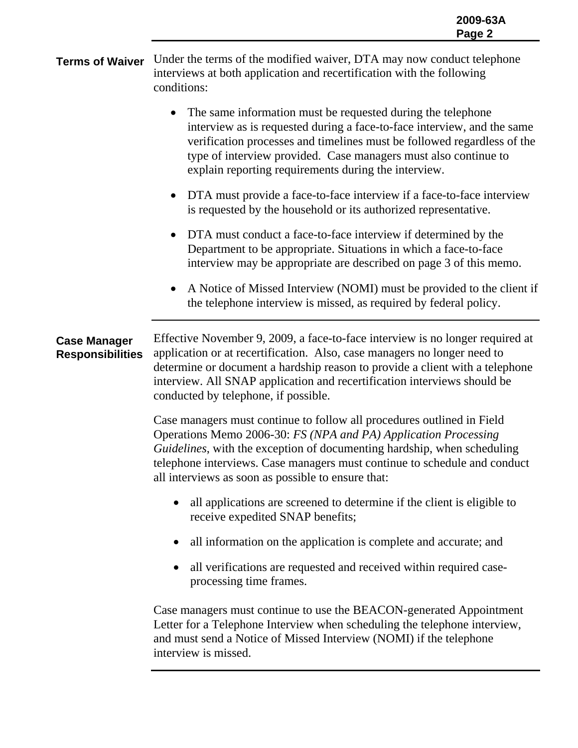## Terms of Waiver

Under the terms of the modified waiver, DTA may now conduct telephone interviews at both application and recertification with the following conditions:

- The same information must be requested during the telephone interview as is requested during a face-to-face interview, and the same verification processes and timelines must be followed regardless of the type of interview provided. Case managers must also continue to explain reporting requirements during the interview.
- DTA must provide a face-to-face interview if a face-to-face interview is requested by the household or its authorized representative.
- DTA must conduct a face-to-face interview if determined by the Department to be appropriate. Situations in which a face-to-face interview may be appropriate are described on page 3 of this memo.
- A Notice of Missed Interview (NOMI) must be provided to the client if the telephone interview is missed, as required by federal policy.

## Case Manager Responsibilities

Effective November 9, 2009, a face-to-face interview is no longer required at application or at recertification. Also, case managers no longer need to determine or document a hardship reason to provide a client with a telephone interview. All SNAP application and recertification interviews should be conducted by telephone, if possible.

Case managers must continue to follow all procedures outlined in Field Operations Memo 2006-30: *FS (NPA and PA) Application Processing Guidelines*, with the exception of documenting hardship, when scheduling telephone interviews. Case managers must continue to schedule and conduct all interviews as soon as possible to ensure that:

- all applications are screened to determine if the client is eligible to receive expedited SNAP benefits;
- all information on the application is complete and accurate; and
- all verifications are requested and received within required case-processing time frames.

Case managers must continue to use the BEACON-generated Appointment Letter for a Telephone Interview when scheduling the telephone interview, and must send a Notice of Missed Interview (NOMI) if the telephone interview is missed.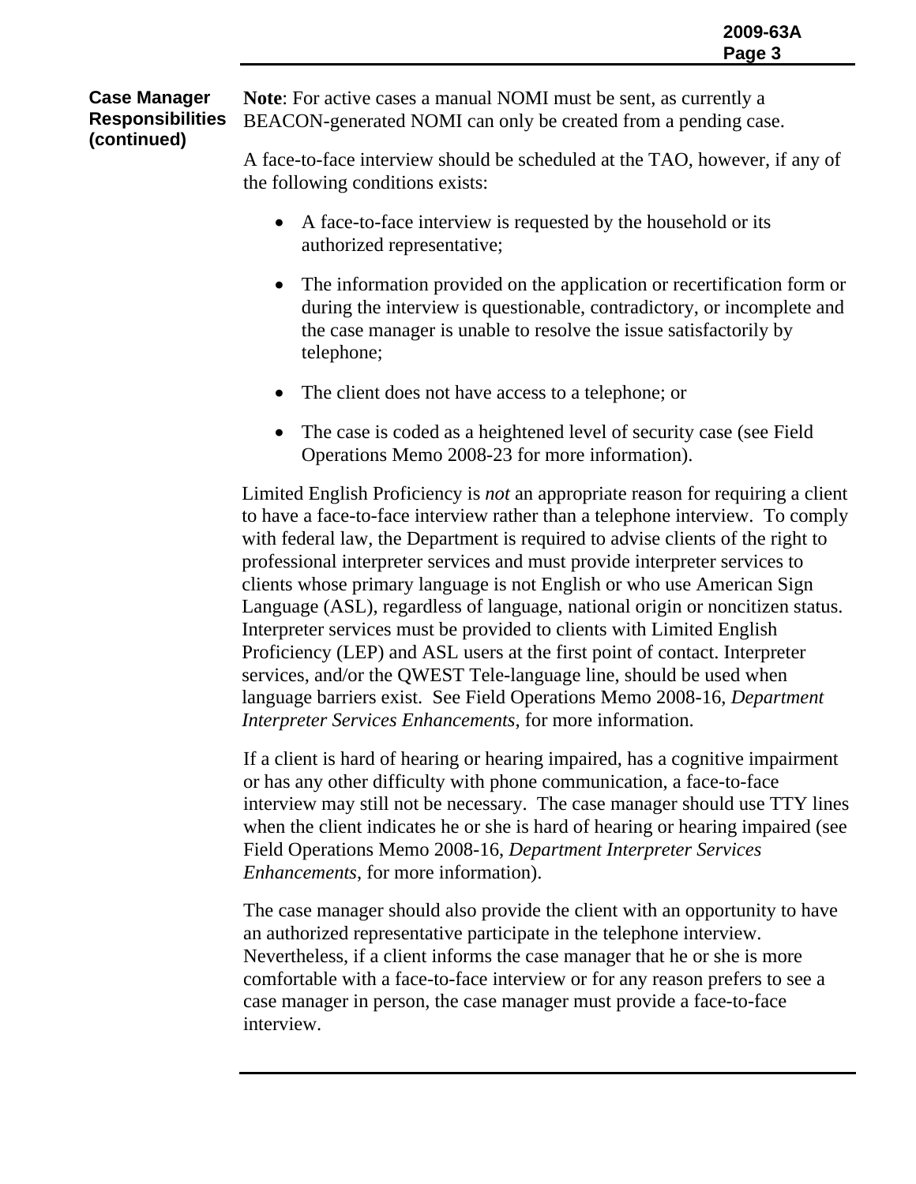**Case Manager Responsibilities (continued)**

**Note**: For active cases a manual NOMI must be sent, as currently a BEACON-generated NOMI can only be created from a pending case.

A face-to-face interview should be scheduled at the TAO, however, if any of the following conditions exists:

- A face-to-face interview is requested by the household or its authorized representative;
- The information provided on the application or recertification form or during the interview is questionable, contradictory, or incomplete and the case manager is unable to resolve the issue satisfactorily by telephone;
- The client does not have access to a telephone; or
- The case is coded as a heightened level of security case (see Field Operations Memo 2008-23 for more information).

Limited English Proficiency is *not* an appropriate reason for requiring a client to have a face-to-face interview rather than a telephone interview. To comply with federal law, the Department is required to advise clients of the right to professional interpreter services and must provide interpreter services to clients whose primary language is not English or who use American Sign Language (ASL), regardless of language, national origin or noncitizen status. Interpreter services must be provided to clients with Limited English Proficiency (LEP) and ASL users at the first point of contact. Interpreter services, and/or the QWEST Tele-language line, should be used when language barriers exist. See Field Operations Memo 2008-16, *Department Interpreter Services Enhancements*, for more information.

If a client is hard of hearing or hearing impaired, has a cognitive impairment or has any other difficulty with phone communication, a face-to-face interview may still not be necessary. The case manager should use TTY lines when the client indicates he or she is hard of hearing or hearing impaired (see Field Operations Memo 2008-16, *Department Interpreter Services Enhancements*, for more information).

The case manager should also provide the client with an opportunity to have an authorized representative participate in the telephone interview. Nevertheless, if a client informs the case manager that he or she is more comfortable with a face-to-face interview or for any reason prefers to see a case manager in person, the case manager must provide a face-to-face interview.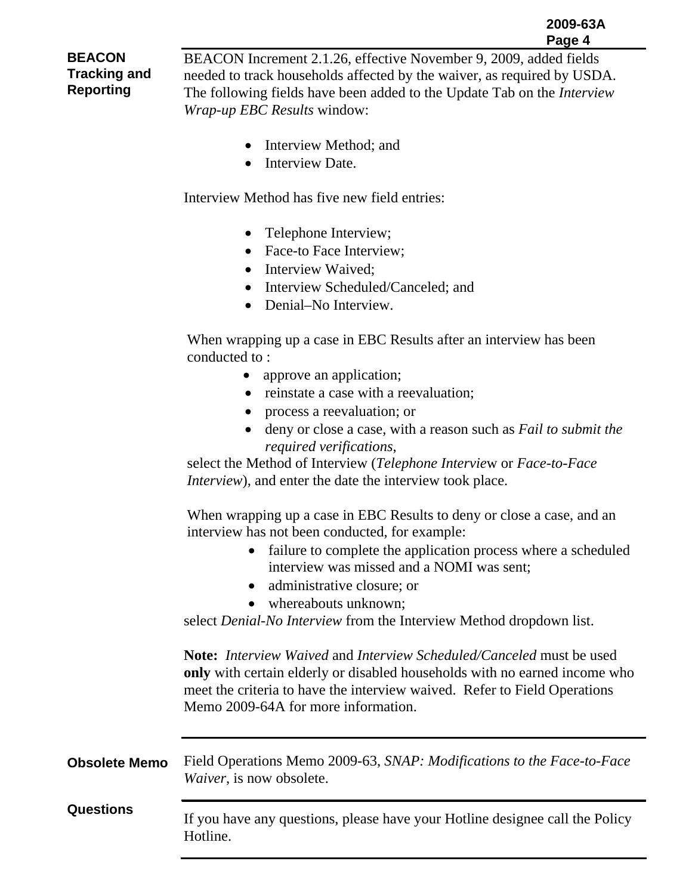## BEACON Tracking and Reporting

BEACON Increment 2.1.26, effective November 9, 2009, added fields needed to track households affected by the waiver, as required by USDA. The following fields have been added to the Update Tab on the *Interview Wrap-up EBC Results* window:

- Interview Method; and
- Interview Date.

Interview Method has five new field entries:

- Telephone Interview;
- Face-to Face Interview;
- Interview Waived;
- Interview Scheduled/Canceled; and
- Denial–No Interview.

When wrapping up a case in EBC Results after an interview has been conducted to :

- approve an application;
- reinstate a case with a reevaluation;
- process a reevaluation; or
- deny or close a case, with a reason such as *Fail to submit the required verifications*,

select the Method of Interview (*Telephone Interview* or *Face-to-Face Interview*), and enter the date the interview took place.

When wrapping up a case in EBC Results to deny or close a case, and an interview has not been conducted, for example:

- failure to complete the application process where a scheduled interview was missed and a NOMI was sent;
- administrative closure; or
- whereabouts unknown;

select *Denial-No Interview* from the Interview Method dropdown list.

**Note:** *Interview Waived* and *Interview Scheduled/Canceled* must be used **only** with certain elderly or disabled households with no earned income who meet the criteria to have the interview waived. Refer to Field Operations Memo 2009-64A for more information.

## Obsolete Memo

Field Operations Memo 2009-63, *SNAP: Modifications to the Face-to-Face Waiver*, is now obsolete.

## Questions

If you have any questions, please have your Hotline designee call the Policy Hotline.